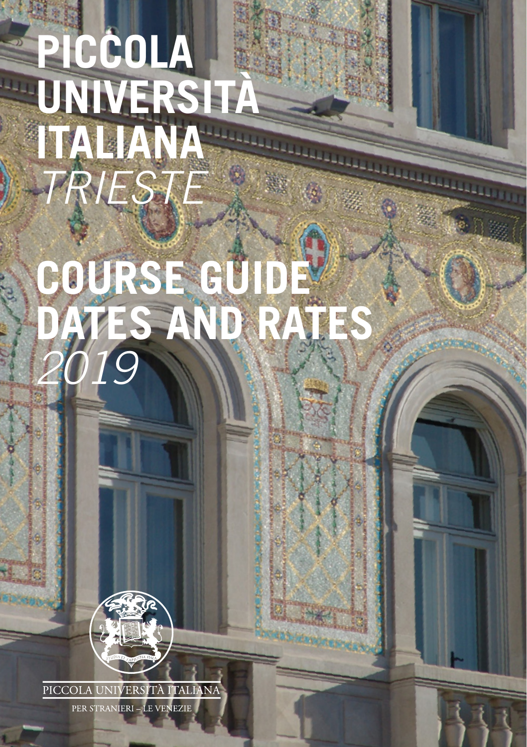# PICCOLA UNIVERSITÀ ITALIANA

*TRIESTE*

# COURSE GUIDE DATES AND RATES

*2019*

STUDIA ET SAPIENTIA ITALA

PICCOLA UNIVERSITÀ ITALIANA

PER STRANIERI – LE VENEZIE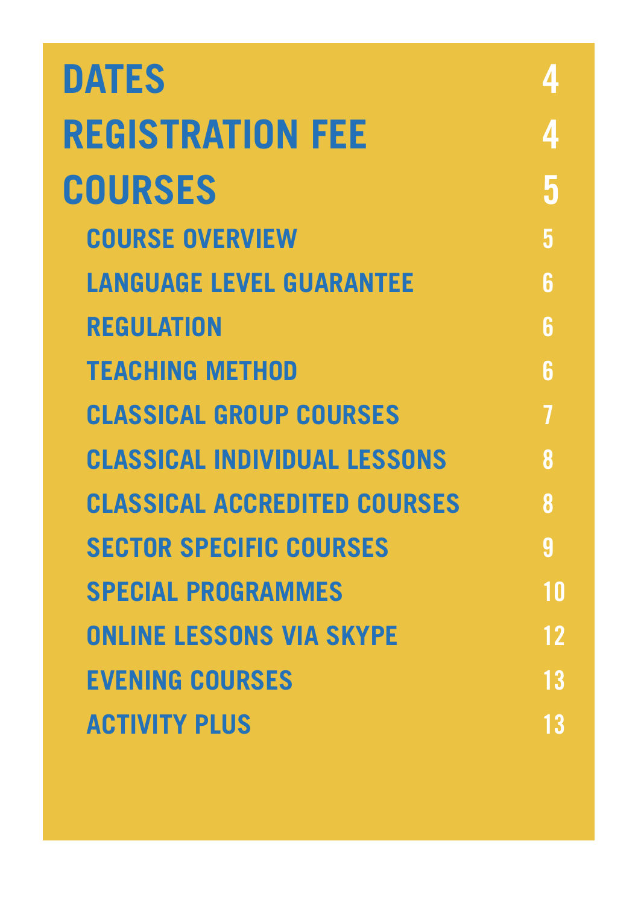| | |
|---|---|
| **DATES** | 4 |
| **REGISTRATION FEE** | 4 |
| **COURSES** | 5 |
| COURSE OVERVIEW | 5 |
| LANGUAGE LEVEL GUARANTEE | 6 |
| REGULATION | 6 |
| TEACHING METHOD | 6 |
| CLASSICAL GROUP COURSES | 7 |
| CLASSICAL INDIVIDUAL LESSONS | 8 |
| CLASSICAL ACCREDITED COURSES | 8 |
| SECTOR SPECIFIC COURSES | 9 |
| SPECIAL PROGRAMMES | 10 |
| ONLINE LESSONS VIA SKYPE | 12 |
| EVENING COURSES | 13 |
| ACTIVITY PLUS | 13 |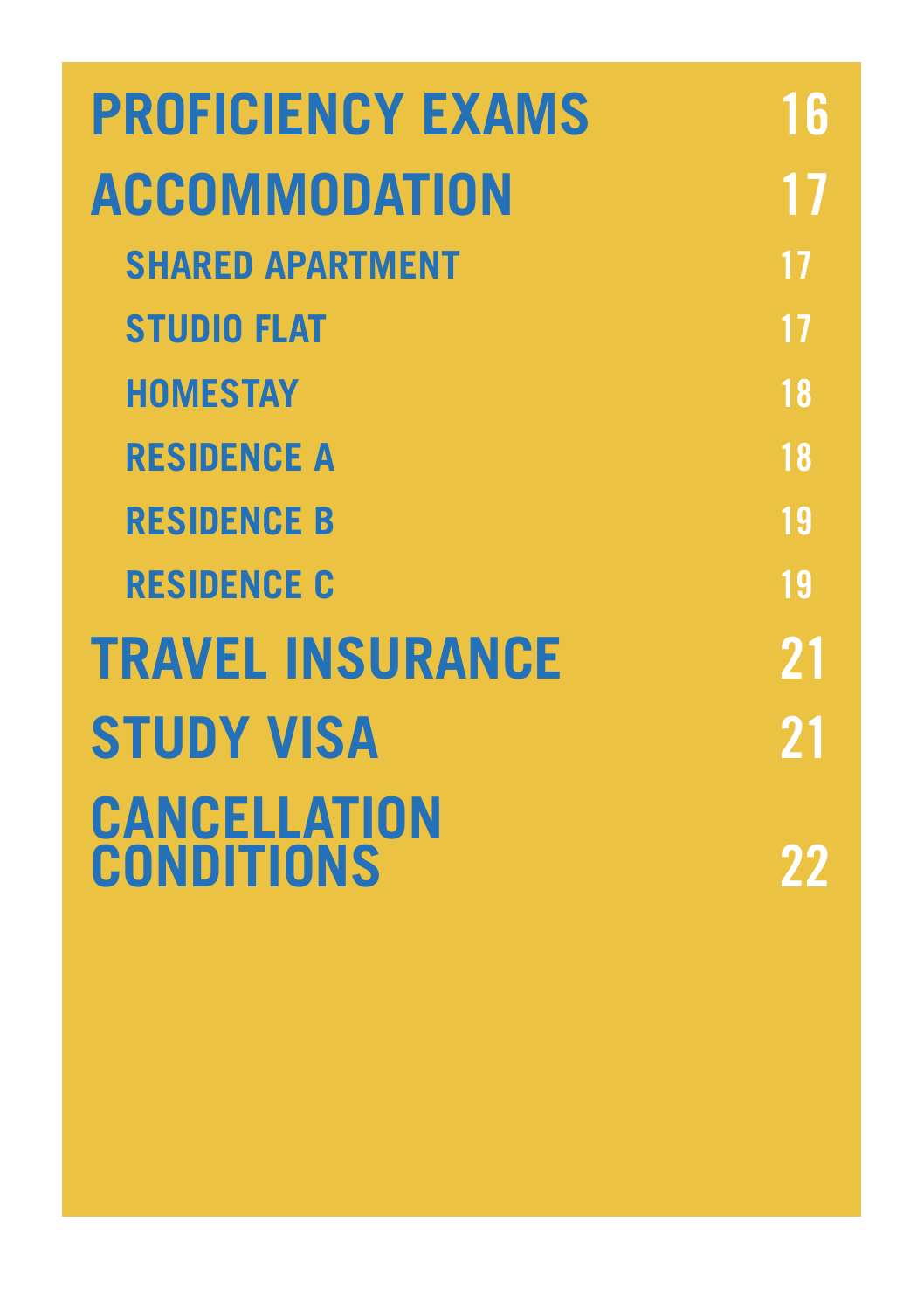| | |
|---|---|
| **PROFICIENCY EXAMS** | **16** |
| **ACCOMMODATION** | **17** |
| SHARED APARTMENT | 17 |
| STUDIO FLAT | 17 |
| HOMESTAY | 18 |
| RESIDENCE A | 18 |
| RESIDENCE B | 19 |
| RESIDENCE C | 19 |
| **TRAVEL INSURANCE** | **21** |
| **STUDY VISA** | **21** |
| **CANCELLATION CONDITIONS** | **22** |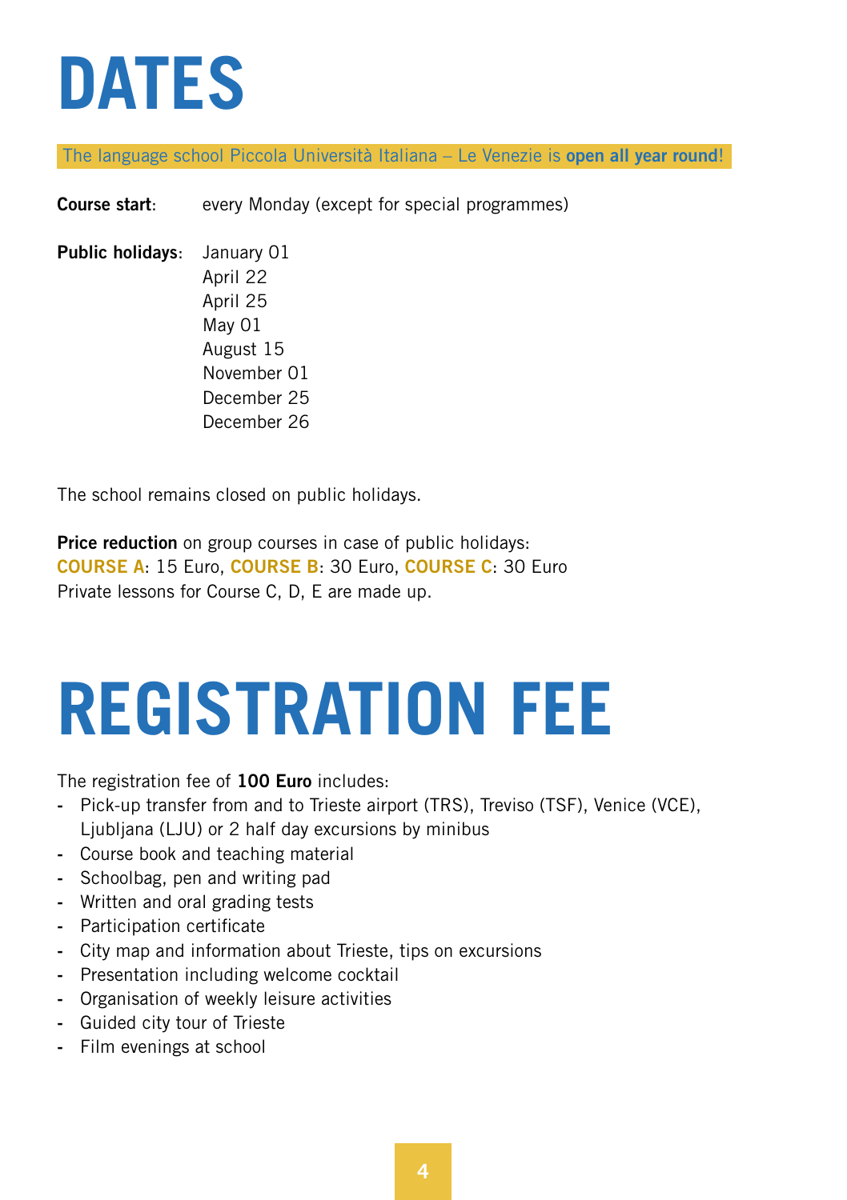# DATES

The language school Piccola Università Italiana – Le Venezie is **open all year round**!

**Course start**: every Monday (except for special programmes)

**Public holidays**:
January 01
April 22
April 25
May 01
August 15
November 01
December 25
December 26

The school remains closed on public holidays.

**Price reduction** on group courses in case of public holidays:
**COURSE A**: 15 Euro, **COURSE B**: 30 Euro, **COURSE C**: 30 Euro
Private lessons for Course C, D, E are made up.

# REGISTRATION FEE

The registration fee of **100 Euro** includes:

- Pick-up transfer from and to Trieste airport (TRS), Treviso (TSF), Venice (VCE), Ljubljana (LJU) or 2 half day excursions by minibus
- Course book and teaching material
- Schoolbag, pen and writing pad
- Written and oral grading tests
- Participation certificate
- City map and information about Trieste, tips on excursions
- Presentation including welcome cocktail
- Organisation of weekly leisure activities
- Guided city tour of Trieste
- Film evenings at school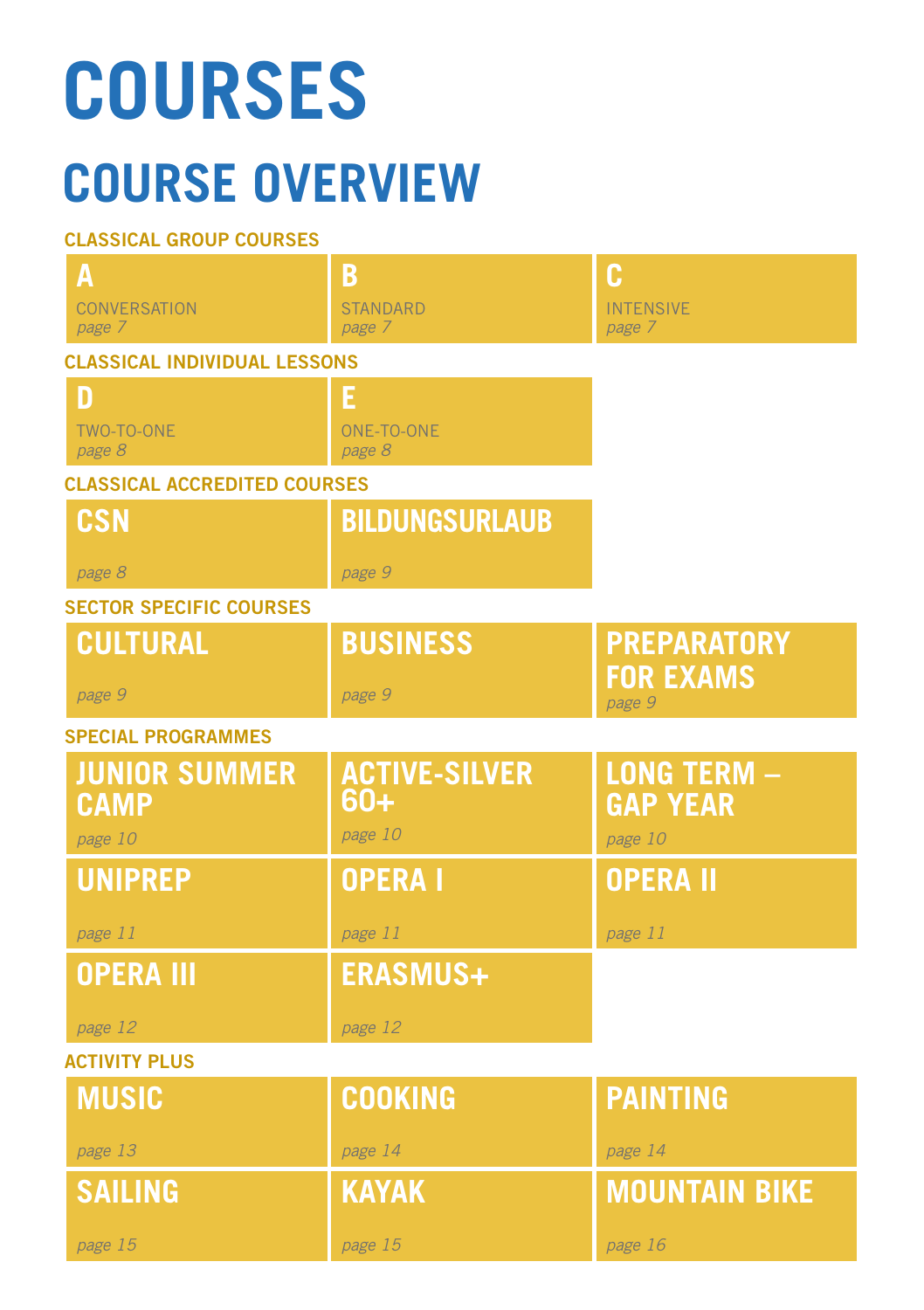# COURSES

## COURSE OVERVIEW

### CLASSICAL GROUP COURSES

| | | |
|---|---|---|
| **A**<br>CONVERSATION<br>*page 7* | **B**<br>STANDARD<br>*page 7* | **C**<br>INTENSIVE<br>*page 7* |

### CLASSICAL INDIVIDUAL LESSONS

| | |
|---|---|
| **D**<br>TWO-TO-ONE<br>*page 8* | **E**<br>ONE-TO-ONE<br>*page 8* |

### CLASSICAL ACCREDITED COURSES

| | |
|---|---|
| **CSN**<br>*page 8* | **BILDUNGSURLAUB**<br>*page 9* |

### SECTOR SPECIFIC COURSES

| | | |
|---|---|---|
| **CULTURAL**<br>*page 9* | **BUSINESS**<br>*page 9* | **PREPARATORY FOR EXAMS**<br>*page 9* |

### SPECIAL PROGRAMMES

| | | |
|---|---|---|
| **JUNIOR SUMMER CAMP**<br>*page 10* | **ACTIVE-SILVER 60+**<br>*page 10* | **LONG TERM – GAP YEAR**<br>*page 10* |
| **UNIPREP**<br>*page 11* | **OPERA I**<br>*page 11* | **OPERA II**<br>*page 11* |
| **OPERA III**<br>*page 12* | **ERASMUS+**<br>*page 12* | |

### ACTIVITY PLUS

| | | |
|---|---|---|
| **MUSIC**<br>*page 13* | **COOKING**<br>*page 14* | **PAINTING**<br>*page 14* |
| **SAILING**<br>*page 15* | **KAYAK**<br>*page 15* | **MOUNTAIN BIKE**<br>*page 16* |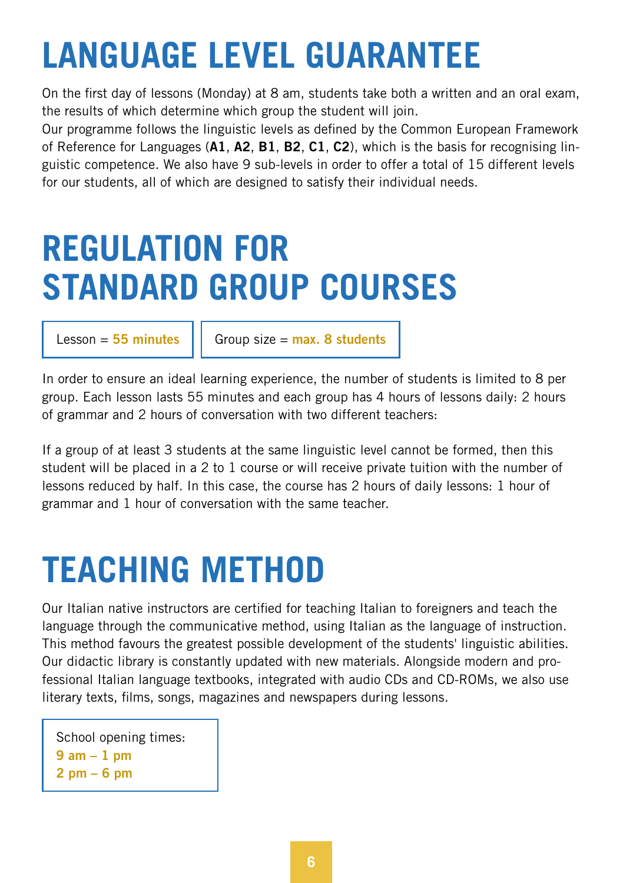# LANGUAGE LEVEL GUARANTEE

On the first day of lessons (Monday) at 8 am, students take both a written and an oral exam, the results of which determine which group the student will join.
Our programme follows the linguistic levels as defined by the Common European Framework of Reference for Languages (**A1**, **A2**, **B1**, **B2**, **C1**, **C2**), which is the basis for recognising linguistic competence. We also have 9 sub-levels in order to offer a total of 15 different levels for our students, all of which are designed to satisfy their individual needs.

# REGULATION FOR STANDARD GROUP COURSES

Lesson = **55 minutes**

Group size = **max. 8 students**

In order to ensure an ideal learning experience, the number of students is limited to 8 per group. Each lesson lasts 55 minutes and each group has 4 hours of lessons daily: 2 hours of grammar and 2 hours of conversation with two different teachers:

If a group of at least 3 students at the same linguistic level cannot be formed, then this student will be placed in a 2 to 1 course or will receive private tuition with the number of lessons reduced by half. In this case, the course has 2 hours of daily lessons: 1 hour of grammar and 1 hour of conversation with the same teacher.

# TEACHING METHOD

Our Italian native instructors are certified for teaching Italian to foreigners and teach the language through the communicative method, using Italian as the language of instruction. This method favours the greatest possible development of the students' linguistic abilities. Our didactic library is constantly updated with new materials. Alongside modern and professional Italian language textbooks, integrated with audio CDs and CD-ROMs, we also use literary texts, films, songs, magazines and newspapers during lessons.

School opening times:
**9 am – 1 pm**
**2 pm – 6 pm**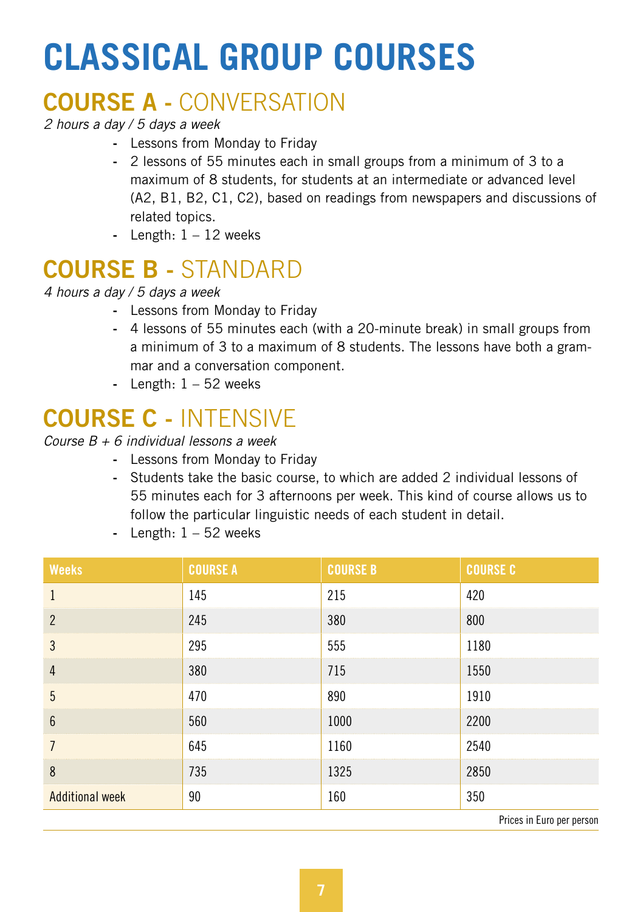# CLASSICAL GROUP COURSES

## COURSE A - CONVERSATION

*2 hours a day / 5 days a week*

- Lessons from Monday to Friday
- 2 lessons of 55 minutes each in small groups from a minimum of 3 to a maximum of 8 students, for students at an intermediate or advanced level (A2, B1, B2, C1, C2), based on readings from newspapers and discussions of related topics.
- Length: 1 – 12 weeks

## COURSE B - STANDARD

*4 hours a day / 5 days a week*

- Lessons from Monday to Friday
- 4 lessons of 55 minutes each (with a 20-minute break) in small groups from a minimum of 3 to a maximum of 8 students. The lessons have both a grammar and a conversation component.
- Length: 1 – 52 weeks

## COURSE C - INTENSIVE

*Course B + 6 individual lessons a week*

- Lessons from Monday to Friday
- Students take the basic course, to which are added 2 individual lessons of 55 minutes each for 3 afternoons per week. This kind of course allows us to follow the particular linguistic needs of each student in detail.
- Length: 1 – 52 weeks

| Weeks | COURSE A | COURSE B | COURSE C |
|---|---|---|---|
| 1 | 145 | 215 | 420 |
| 2 | 245 | 380 | 800 |
| 3 | 295 | 555 | 1180 |
| 4 | 380 | 715 | 1550 |
| 5 | 470 | 890 | 1910 |
| 6 | 560 | 1000 | 2200 |
| 7 | 645 | 1160 | 2540 |
| 8 | 735 | 1325 | 2850 |
| Additional week | 90 | 160 | 350 |

Prices in Euro per person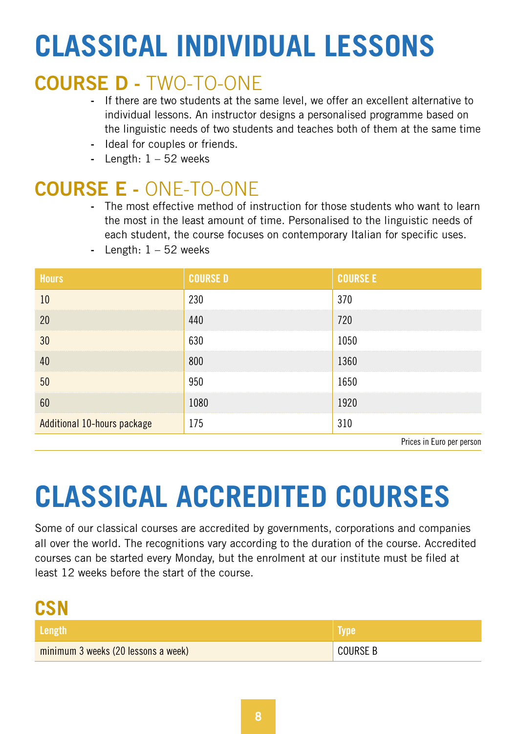# CLASSICAL INDIVIDUAL LESSONS

## COURSE D - TWO-TO-ONE

- If there are two students at the same level, we offer an excellent alternative to individual lessons. An instructor designs a personalised programme based on the linguistic needs of two students and teaches both of them at the same time
- Ideal for couples or friends.
- Length: 1 – 52 weeks

## COURSE E - ONE-TO-ONE

- The most effective method of instruction for those students who want to learn the most in the least amount of time. Personalised to the linguistic needs of each student, the course focuses on contemporary Italian for specific uses.
- Length: 1 – 52 weeks

| Hours | COURSE D | COURSE E |
|---|---|---|
| 10 | 230 | 370 |
| 20 | 440 | 720 |
| 30 | 630 | 1050 |
| 40 | 800 | 1360 |
| 50 | 950 | 1650 |
| 60 | 1080 | 1920 |
| Additional 10-hours package | 175 | 310 |

Prices in Euro per person

# CLASSICAL ACCREDITED COURSES

Some of our classical courses are accredited by governments, corporations and companies all over the world. The recognitions vary according to the duration of the course. Accredited courses can be started every Monday, but the enrolment at our institute must be filed at least 12 weeks before the start of the course.

## CSN

| Length | Type |
|---|---|
| minimum 3 weeks (20 lessons a week) | COURSE B |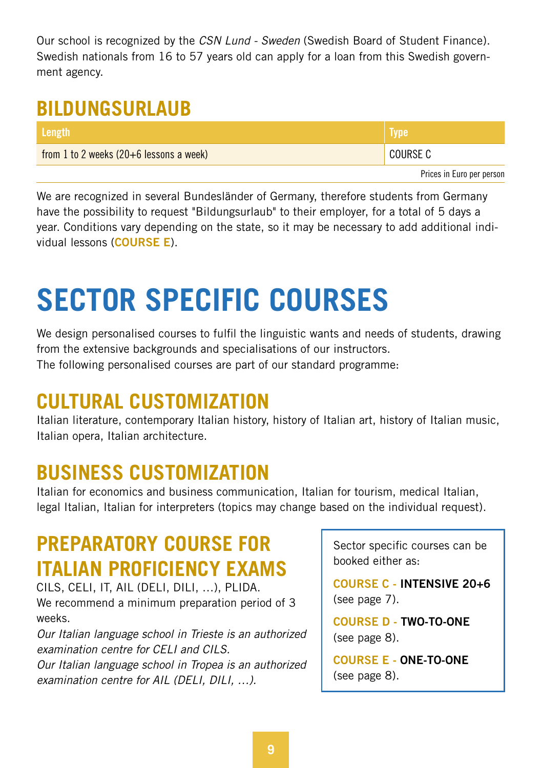Our school is recognized by the *CSN Lund - Sweden* (Swedish Board of Student Finance). Swedish nationals from 16 to 57 years old can apply for a loan from this Swedish government agency.

## BILDUNGSURLAUB

| Length | Type |
|---|---|
| from 1 to 2 weeks (20+6 lessons a week) | COURSE C |

Prices in Euro per person

We are recognized in several Bundesländer of Germany, therefore students from Germany have the possibility to request "Bildungsurlaub" to their employer, for a total of 5 days a year. Conditions vary depending on the state, so it may be necessary to add additional individual lessons (**COURSE E**).

# SECTOR SPECIFIC COURSES

We design personalised courses to fulfil the linguistic wants and needs of students, drawing from the extensive backgrounds and specialisations of our instructors.
The following personalised courses are part of our standard programme:

## CULTURAL CUSTOMIZATION

Italian literature, contemporary Italian history, history of Italian art, history of Italian music, Italian opera, Italian architecture.

## BUSINESS CUSTOMIZATION

Italian for economics and business communication, Italian for tourism, medical Italian, legal Italian, Italian for interpreters (topics may change based on the individual request).

## PREPARATORY COURSE FOR ITALIAN PROFICIENCY EXAMS

CILS, CELI, IT, AIL (DELI, DILI, ...), PLIDA.
We recommend a minimum preparation period of 3 weeks.
*Our Italian language school in Trieste is an authorized examination centre for CELI and CILS.*
*Our Italian language school in Tropea is an authorized examination centre for AIL (DELI, DILI, ...).*

Sector specific courses can be booked either as:

**COURSE C - INTENSIVE 20+6** (see page 7).

**COURSE D - TWO-TO-ONE** (see page 8).

**COURSE E - ONE-TO-ONE** (see page 8).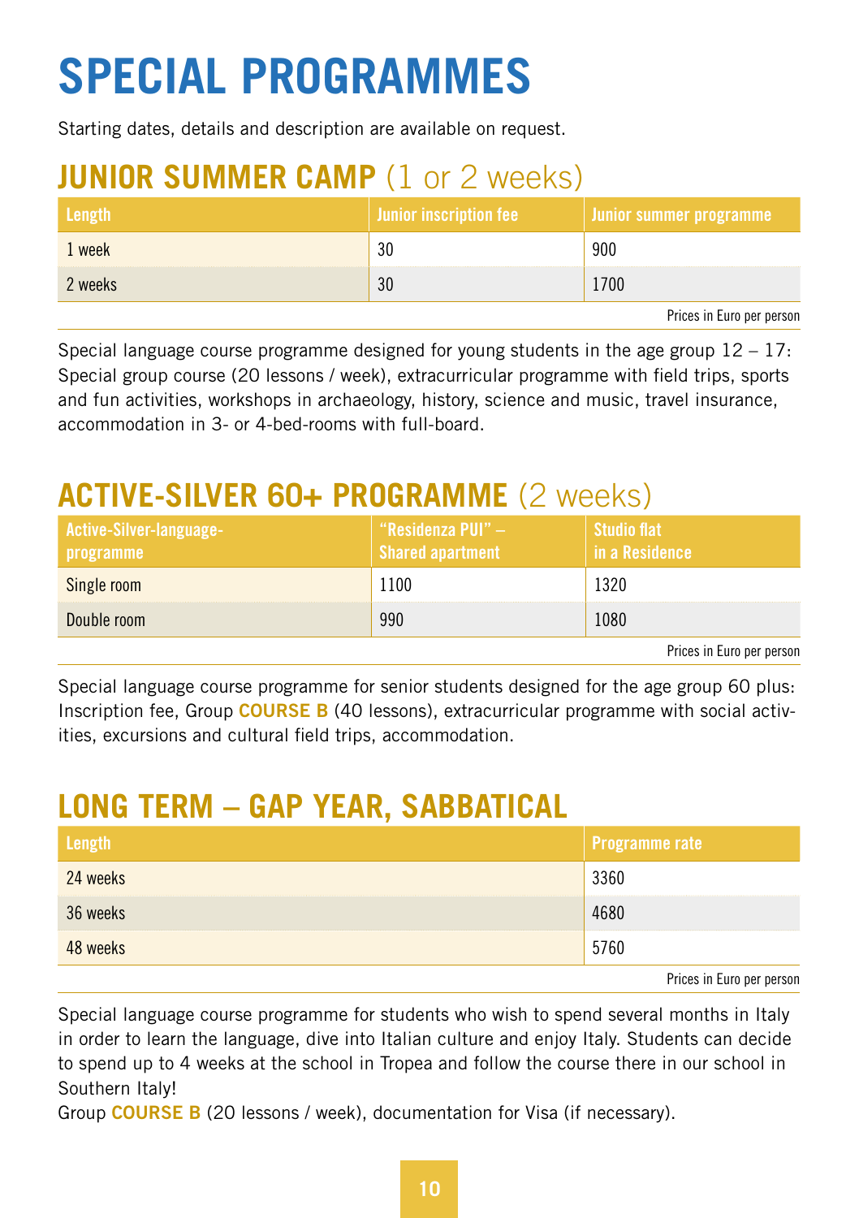# SPECIAL PROGRAMMES

Starting dates, details and description are available on request.

## JUNIOR SUMMER CAMP (1 or 2 weeks)

| Length | Junior inscription fee | Junior summer programme |
|---|---|---|
| 1 week | 30 | 900 |
| 2 weeks | 30 | 1700 |

Prices in Euro per person

Special language course programme designed for young students in the age group 12 – 17: Special group course (20 lessons / week), extracurricular programme with field trips, sports and fun activities, workshops in archaeology, history, science and music, travel insurance, accommodation in 3- or 4-bed-rooms with full-board.

## ACTIVE-SILVER 60+ PROGRAMME (2 weeks)

| Active-Silver-language-programme | "Residenza PUI" – Shared apartment | Studio flat in a Residence |
|---|---|---|
| Single room | 1100 | 1320 |
| Double room | 990 | 1080 |

Prices in Euro per person

Special language course programme for senior students designed for the age group 60 plus: Inscription fee, Group **COURSE B** (40 lessons), extracurricular programme with social activities, excursions and cultural field trips, accommodation.

## LONG TERM – GAP YEAR, SABBATICAL

| Length | Programme rate |
|---|---|
| 24 weeks | 3360 |
| 36 weeks | 4680 |
| 48 weeks | 5760 |

Prices in Euro per person

Special language course programme for students who wish to spend several months in Italy in order to learn the language, dive into Italian culture and enjoy Italy. Students can decide to spend up to 4 weeks at the school in Tropea and follow the course there in our school in Southern Italy!
Group **COURSE B** (20 lessons / week), documentation for Visa (if necessary).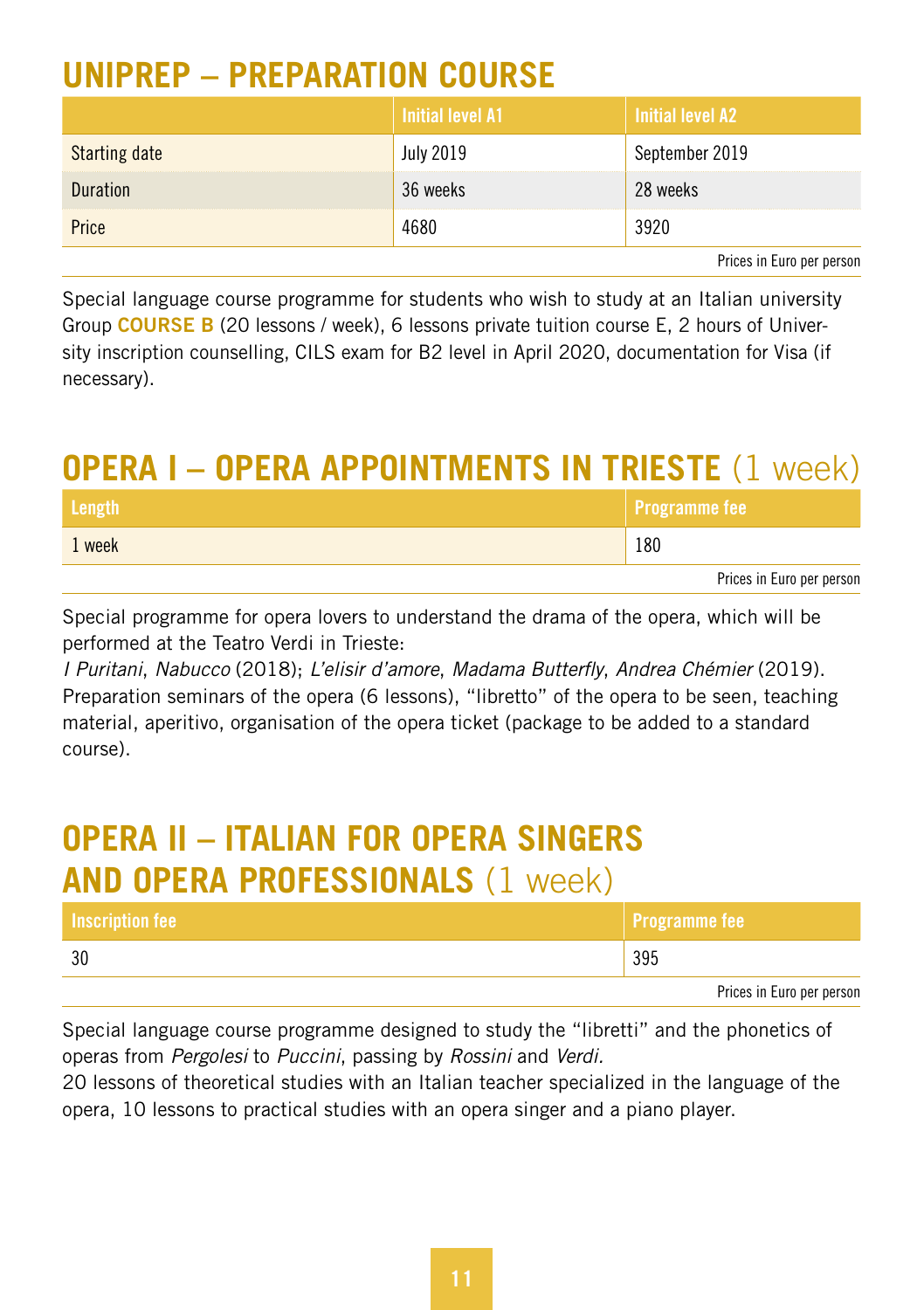## UNIPREP – PREPARATION COURSE

| | Initial level A1 | Initial level A2 |
|---|---|---|
| Starting date | July 2019 | September 2019 |
| Duration | 36 weeks | 28 weeks |
| Price | 4680 | 3920 |

Prices in Euro per person

Special language course programme for students who wish to study at an Italian university
Group **COURSE B** (20 lessons / week), 6 lessons private tuition course E, 2 hours of University inscription counselling, CILS exam for B2 level in April 2020, documentation for Visa (if necessary).

## OPERA I – OPERA APPOINTMENTS IN TRIESTE (1 week)

| Length | Programme fee |
|---|---|
| 1 week | 180 |

Prices in Euro per person

Special programme for opera lovers to understand the drama of the opera, which will be performed at the Teatro Verdi in Trieste:
*I Puritani*, *Nabucco* (2018); *L'elisir d'amore*, *Madama Butterfly*, *Andrea Chémier* (2019).
Preparation seminars of the opera (6 lessons), "libretto" of the opera to be seen, teaching material, aperitivo, organisation of the opera ticket (package to be added to a standard course).

## OPERA II – ITALIAN FOR OPERA SINGERS AND OPERA PROFESSIONALS (1 week)

| Inscription fee | Programme fee |
|---|---|
| 30 | 395 |

Prices in Euro per person

Special language course programme designed to study the "libretti" and the phonetics of operas from *Pergolesi* to *Puccini*, passing by *Rossini* and *Verdi.*
20 lessons of theoretical studies with an Italian teacher specialized in the language of the opera, 10 lessons to practical studies with an opera singer and a piano player.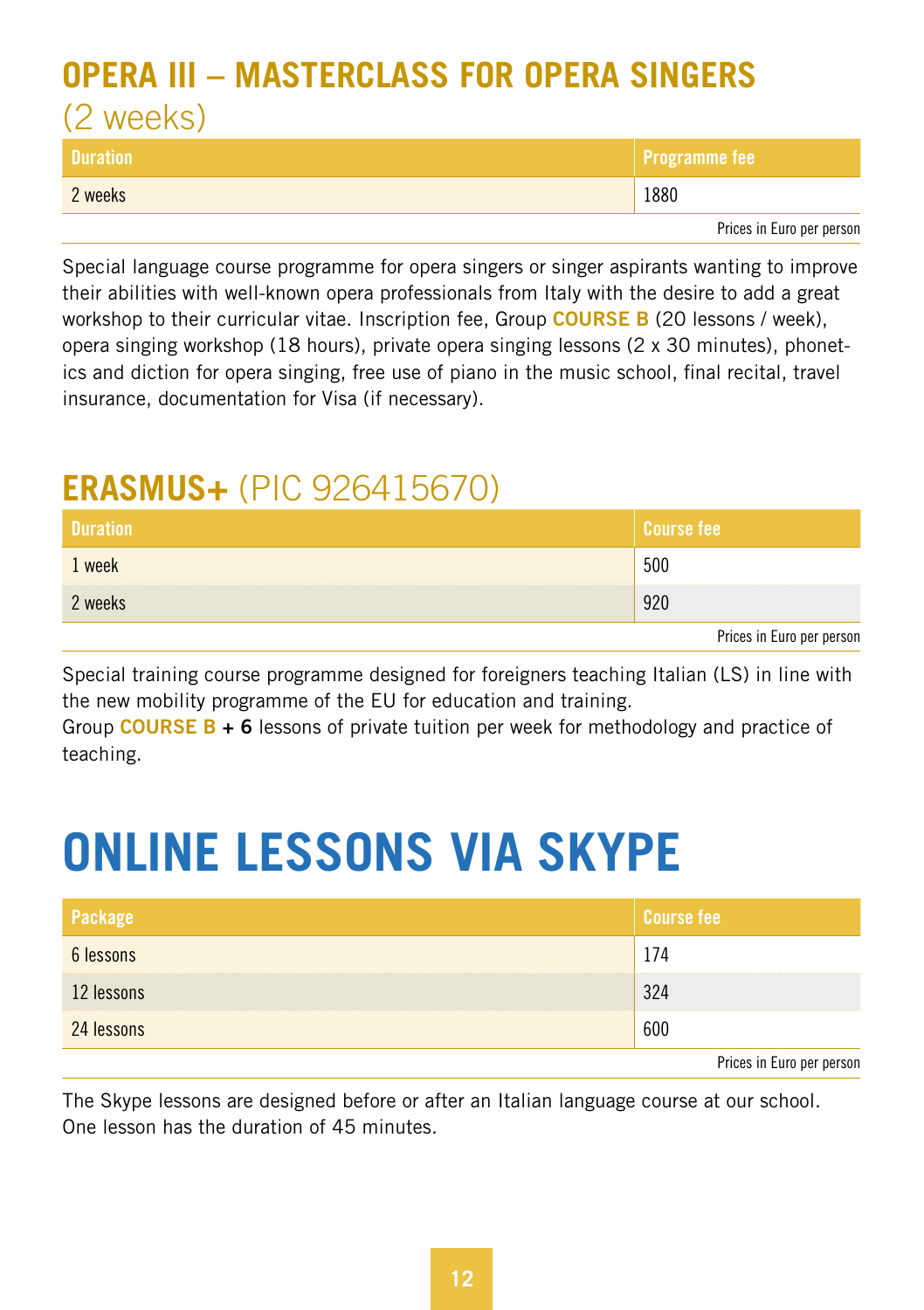## OPERA III – MASTERCLASS FOR OPERA SINGERS (2 weeks)

| Duration | Programme fee |
| --- | --- |
| 2 weeks | 1880 |

Prices in Euro per person

Special language course programme for opera singers or singer aspirants wanting to improve their abilities with well-known opera professionals from Italy with the desire to add a great workshop to their curricular vitae. Inscription fee, Group **COURSE B** (20 lessons / week), opera singing workshop (18 hours), private opera singing lessons (2 x 30 minutes), phonetics and diction for opera singing, free use of piano in the music school, final recital, travel insurance, documentation for Visa (if necessary).

## ERASMUS+ (PIC 926415670)

| Duration | Course fee |
| --- | --- |
| 1 week | 500 |
| 2 weeks | 920 |

Prices in Euro per person

Special training course programme designed for foreigners teaching Italian (LS) in line with the new mobility programme of the EU for education and training.
Group **COURSE B + 6** lessons of private tuition per week for methodology and practice of teaching.

# ONLINE LESSONS VIA SKYPE

| Package | Course fee |
| --- | --- |
| 6 lessons | 174 |
| 12 lessons | 324 |
| 24 lessons | 600 |

Prices in Euro per person

The Skype lessons are designed before or after an Italian language course at our school. One lesson has the duration of 45 minutes.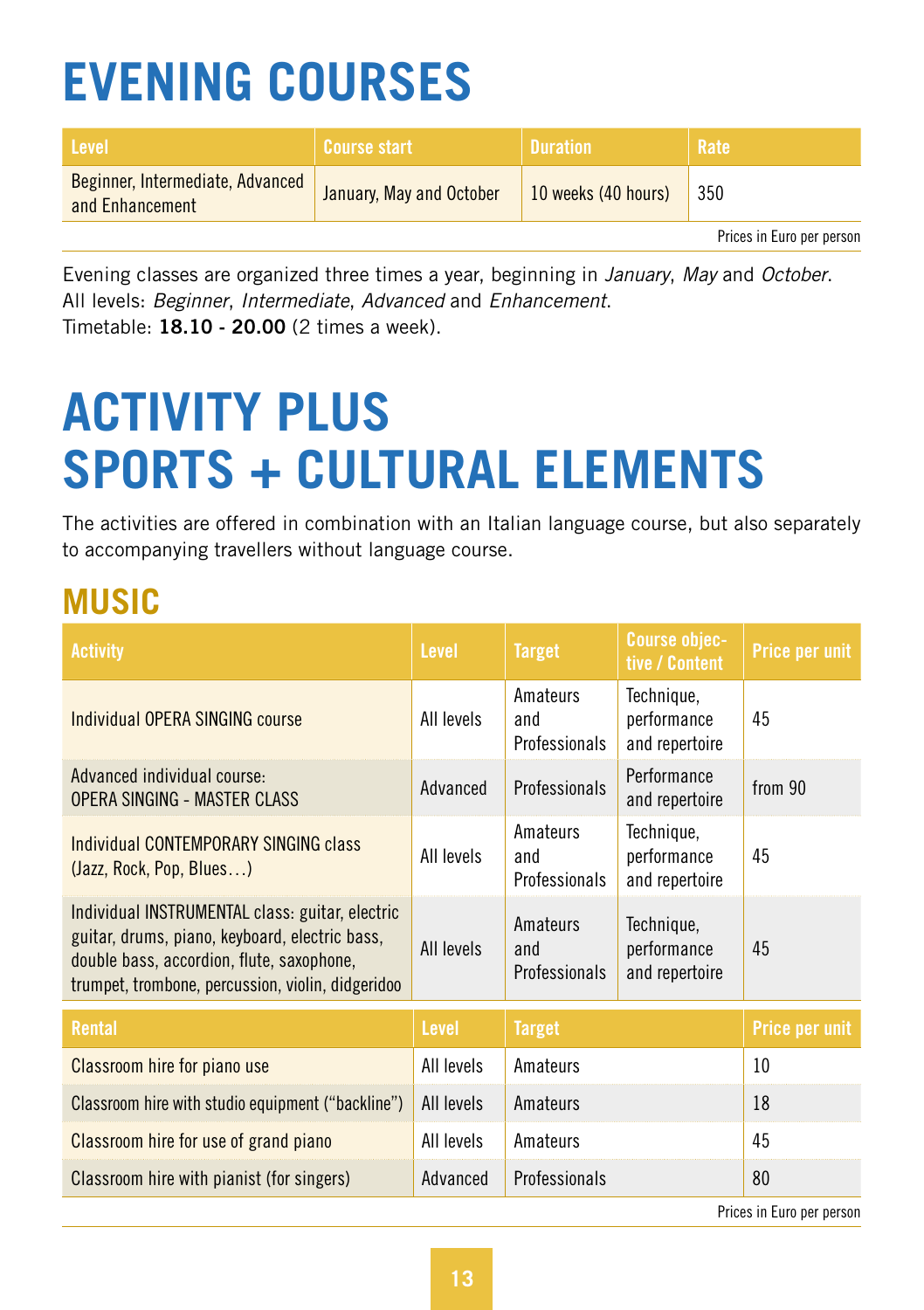# EVENING COURSES

| Level | Course start | Duration | Rate |
|---|---|---|---|
| Beginner, Intermediate, Advanced and Enhancement | January, May and October | 10 weeks (40 hours) | 350 |

Prices in Euro per person

Evening classes are organized three times a year, beginning in *January*, *May* and *October*.
All levels: *Beginner*, *Intermediate*, *Advanced* and *Enhancement*.
Timetable: **18.10 - 20.00** (2 times a week).

# ACTIVITY PLUS SPORTS + CULTURAL ELEMENTS

The activities are offered in combination with an Italian language course, but also separately to accompanying travellers without language course.

## MUSIC

| Activity | Level | Target | Course objective / Content | Price per unit |
|---|---|---|---|---|
| Individual OPERA SINGING course | All levels | Amateurs and Professionals | Technique, performance and repertoire | 45 |
| Advanced individual course: OPERA SINGING - MASTER CLASS | Advanced | Professionals | Performance and repertoire | from 90 |
| Individual CONTEMPORARY SINGING class (Jazz, Rock, Pop, Blues…) | All levels | Amateurs and Professionals | Technique, performance and repertoire | 45 |
| Individual INSTRUMENTAL class: guitar, electric guitar, drums, piano, keyboard, electric bass, double bass, accordion, flute, saxophone, trumpet, trombone, percussion, violin, didgeridoo | All levels | Amateurs and Professionals | Technique, performance and repertoire | 45 |

| Rental | Level | Target | Price per unit |
|---|---|---|---|
| Classroom hire for piano use | All levels | Amateurs | 10 |
| Classroom hire with studio equipment ("backline") | All levels | Amateurs | 18 |
| Classroom hire for use of grand piano | All levels | Amateurs | 45 |
| Classroom hire with pianist (for singers) | Advanced | Professionals | 80 |

Prices in Euro per person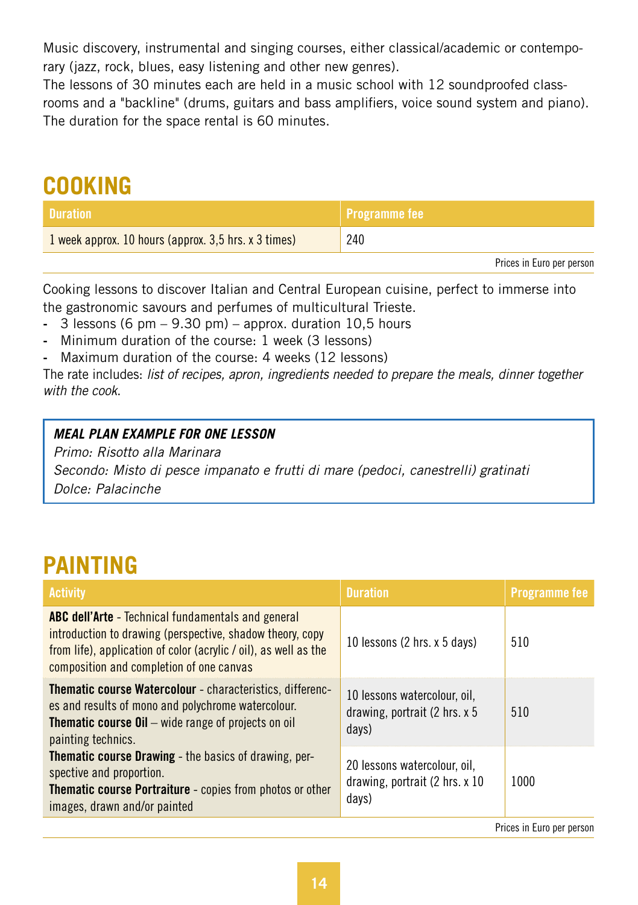Music discovery, instrumental and singing courses, either classical/academic or contemporary (jazz, rock, blues, easy listening and other new genres).
The lessons of 30 minutes each are held in a music school with 12 soundproofed classrooms and a "backline" (drums, guitars and bass amplifiers, voice sound system and piano).
The duration for the space rental is 60 minutes.

## COOKING

| Duration | Programme fee |
| --- | --- |
| 1 week approx. 10 hours (approx. 3,5 hrs. x 3 times) | 240 |

Prices in Euro per person

Cooking lessons to discover Italian and Central European cuisine, perfect to immerse into the gastronomic savours and perfumes of multicultural Trieste.

- 3 lessons (6 pm – 9.30 pm) – approx. duration 10,5 hours
- Minimum duration of the course: 1 week (3 lessons)
- Maximum duration of the course: 4 weeks (12 lessons)

The rate includes: *list of recipes, apron, ingredients needed to prepare the meals, dinner together with the cook*.

***MEAL PLAN EXAMPLE FOR ONE LESSON***
*Primo: Risotto alla Marinara*
*Secondo: Misto di pesce impanato e frutti di mare (pedoci, canestrelli) gratinati*
*Dolce: Palacinche*

## PAINTING

| Activity | Duration | Programme fee |
| --- | --- | --- |
| **ABC dell'Arte** - Technical fundamentals and general introduction to drawing (perspective, shadow theory, copy from life), application of color (acrylic / oil), as well as the composition and completion of one canvas | 10 lessons (2 hrs. x 5 days) | 510 |
| **Thematic course Watercolour** - characteristics, differences and results of mono and polychrome watercolour. **Thematic course Oil** – wide range of projects on oil painting technics. **Thematic course Drawing** - the basics of drawing, perspective and proportion. **Thematic course Portraiture** - copies from photos or other images, drawn and/or painted | 10 lessons watercolour, oil, drawing, portrait (2 hrs. x 5 days) | 510 |
| | 20 lessons watercolour, oil, drawing, portrait (2 hrs. x 10 days) | 1000 |

Prices in Euro per person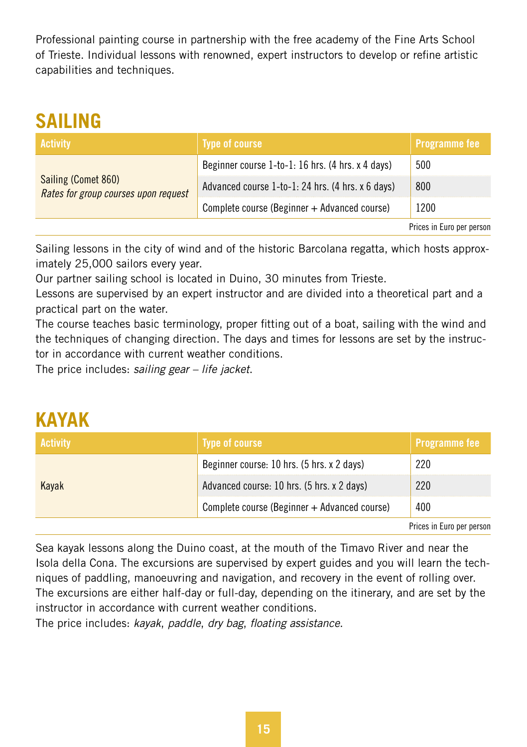Professional painting course in partnership with the free academy of the Fine Arts School of Trieste. Individual lessons with renowned, expert instructors to develop or refine artistic capabilities and techniques.

## SAILING

| Activity | Type of course | Programme fee |
|---|---|---|
| Sailing (Comet 860) *Rates for group courses upon request* | Beginner course 1-to-1: 16 hrs. (4 hrs. x 4 days) | 500 |
| | Advanced course 1-to-1: 24 hrs. (4 hrs. x 6 days) | 800 |
| | Complete course (Beginner + Advanced course) | 1200 |

Prices in Euro per person

Sailing lessons in the city of wind and of the historic Barcolana regatta, which hosts approximately 25,000 sailors every year.
Our partner sailing school is located in Duino, 30 minutes from Trieste.
Lessons are supervised by an expert instructor and are divided into a theoretical part and a practical part on the water.
The course teaches basic terminology, proper fitting out of a boat, sailing with the wind and the techniques of changing direction. The days and times for lessons are set by the instructor in accordance with current weather conditions.
The price includes: *sailing gear – life jacket*.

## KAYAK

| Activity | Type of course | Programme fee |
|---|---|---|
| Kayak | Beginner course: 10 hrs. (5 hrs. x 2 days) | 220 |
| | Advanced course: 10 hrs. (5 hrs. x 2 days) | 220 |
| | Complete course (Beginner + Advanced course) | 400 |

Prices in Euro per person

Sea kayak lessons along the Duino coast, at the mouth of the Timavo River and near the Isola della Cona. The excursions are supervised by expert guides and you will learn the techniques of paddling, manoeuvring and navigation, and recovery in the event of rolling over. The excursions are either half-day or full-day, depending on the itinerary, and are set by the instructor in accordance with current weather conditions.
The price includes: *kayak*, *paddle*, *dry bag*, *floating assistance*.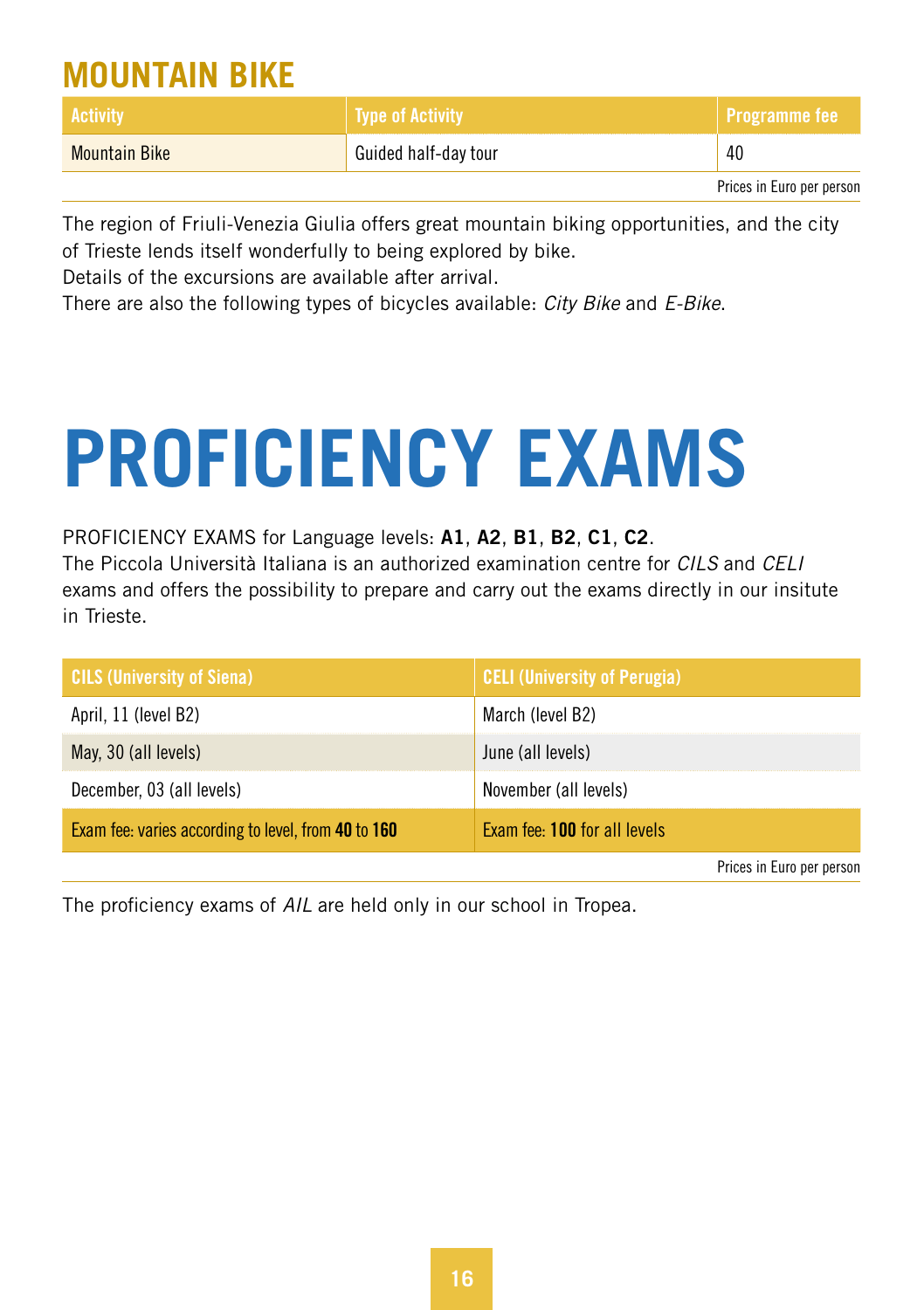## MOUNTAIN BIKE

| Activity | Type of Activity | Programme fee |
| --- | --- | --- |
| Mountain Bike | Guided half-day tour | 40 |

Prices in Euro per person

The region of Friuli-Venezia Giulia offers great mountain biking opportunities, and the city of Trieste lends itself wonderfully to being explored by bike.
Details of the excursions are available after arrival.
There are also the following types of bicycles available: *City Bike* and *E-Bike*.

# PROFICIENCY EXAMS

PROFICIENCY EXAMS for Language levels: **A1**, **A2**, **B1**, **B2**, **C1**, **C2**.
The Piccola Università Italiana is an authorized examination centre for *CILS* and *CELI* exams and offers the possibility to prepare and carry out the exams directly in our insitute in Trieste.

| CILS (University of Siena) | CELI (University of Perugia) |
| --- | --- |
| April, 11 (level B2) | March (level B2) |
| May, 30 (all levels) | June (all levels) |
| December, 03 (all levels) | November (all levels) |
| Exam fee: varies according to level, from **40** to **160** | Exam fee: **100** for all levels |

Prices in Euro per person

The proficiency exams of *AIL* are held only in our school in Tropea.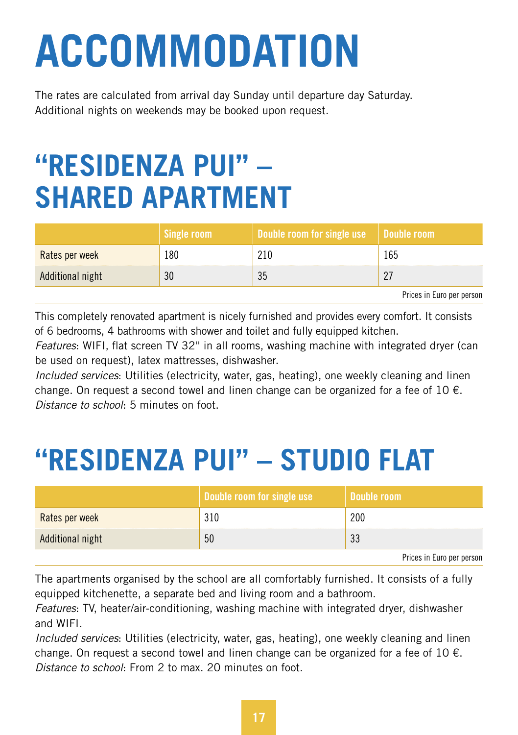# ACCOMMODATION

The rates are calculated from arrival day Sunday until departure day Saturday.
Additional nights on weekends may be booked upon request.

## "RESIDENZA PUI" – SHARED APARTMENT

| | Single room | Double room for single use | Double room |
|---|---|---|---|
| Rates per week | 180 | 210 | 165 |
| Additional night | 30 | 35 | 27 |

Prices in Euro per person

This completely renovated apartment is nicely furnished and provides every comfort. It consists of 6 bedrooms, 4 bathrooms with shower and toilet and fully equipped kitchen.
*Features*: WIFI, flat screen TV 32'' in all rooms, washing machine with integrated dryer (can be used on request), latex mattresses, dishwasher.
*Included services*: Utilities (electricity, water, gas, heating), one weekly cleaning and linen change. On request a second towel and linen change can be organized for a fee of 10 €.
*Distance to school*: 5 minutes on foot.

## "RESIDENZA PUI" – STUDIO FLAT

| | Double room for single use | Double room |
|---|---|---|
| Rates per week | 310 | 200 |
| Additional night | 50 | 33 |

Prices in Euro per person

The apartments organised by the school are all comfortably furnished. It consists of a fully equipped kitchenette, a separate bed and living room and a bathroom.
*Features*: TV, heater/air-conditioning, washing machine with integrated dryer, dishwasher and WIFI.
*Included services*: Utilities (electricity, water, gas, heating), one weekly cleaning and linen change. On request a second towel and linen change can be organized for a fee of 10 €.
*Distance to school*: From 2 to max. 20 minutes on foot.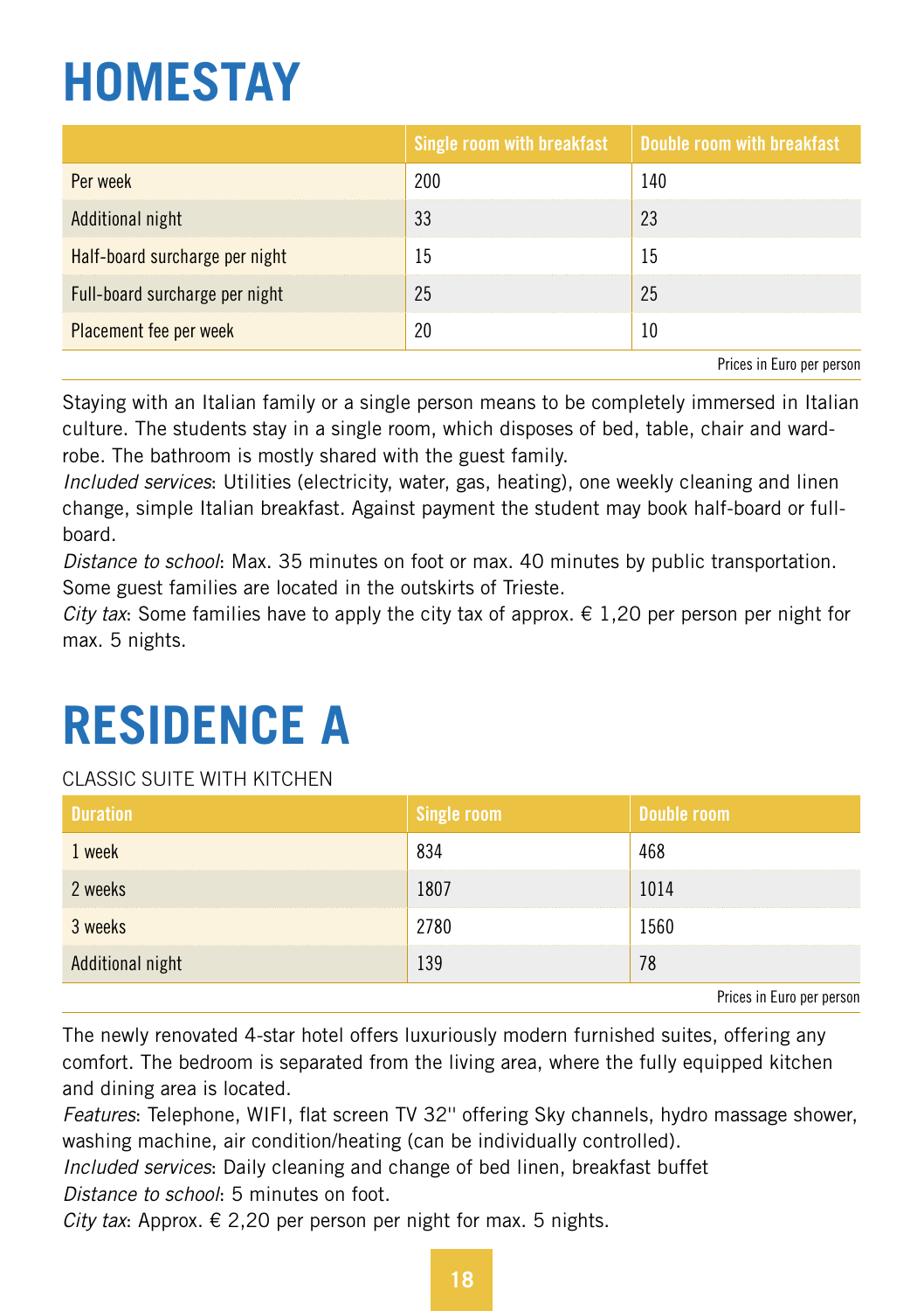# HOMESTAY

| | Single room with breakfast | Double room with breakfast |
|---|---|---|
| Per week | 200 | 140 |
| Additional night | 33 | 23 |
| Half-board surcharge per night | 15 | 15 |
| Full-board surcharge per night | 25 | 25 |
| Placement fee per week | 20 | 10 |

Prices in Euro per person

Staying with an Italian family or a single person means to be completely immersed in Italian culture. The students stay in a single room, which disposes of bed, table, chair and wardrobe. The bathroom is mostly shared with the guest family.

*Included services*: Utilities (electricity, water, gas, heating), one weekly cleaning and linen change, simple Italian breakfast. Against payment the student may book half-board or full-board.

*Distance to school*: Max. 35 minutes on foot or max. 40 minutes by public transportation. Some guest families are located in the outskirts of Trieste.

*City tax*: Some families have to apply the city tax of approx. € 1,20 per person per night for max. 5 nights.

# RESIDENCE A

CLASSIC SUITE WITH KITCHEN

| Duration | Single room | Double room |
|---|---|---|
| 1 week | 834 | 468 |
| 2 weeks | 1807 | 1014 |
| 3 weeks | 2780 | 1560 |
| Additional night | 139 | 78 |

Prices in Euro per person

The newly renovated 4-star hotel offers luxuriously modern furnished suites, offering any comfort. The bedroom is separated from the living area, where the fully equipped kitchen and dining area is located.

*Features*: Telephone, WIFI, flat screen TV 32'' offering Sky channels, hydro massage shower, washing machine, air condition/heating (can be individually controlled).

*Included services*: Daily cleaning and change of bed linen, breakfast buffet

*Distance to school*: 5 minutes on foot.

*City tax*: Approx. € 2,20 per person per night for max. 5 nights.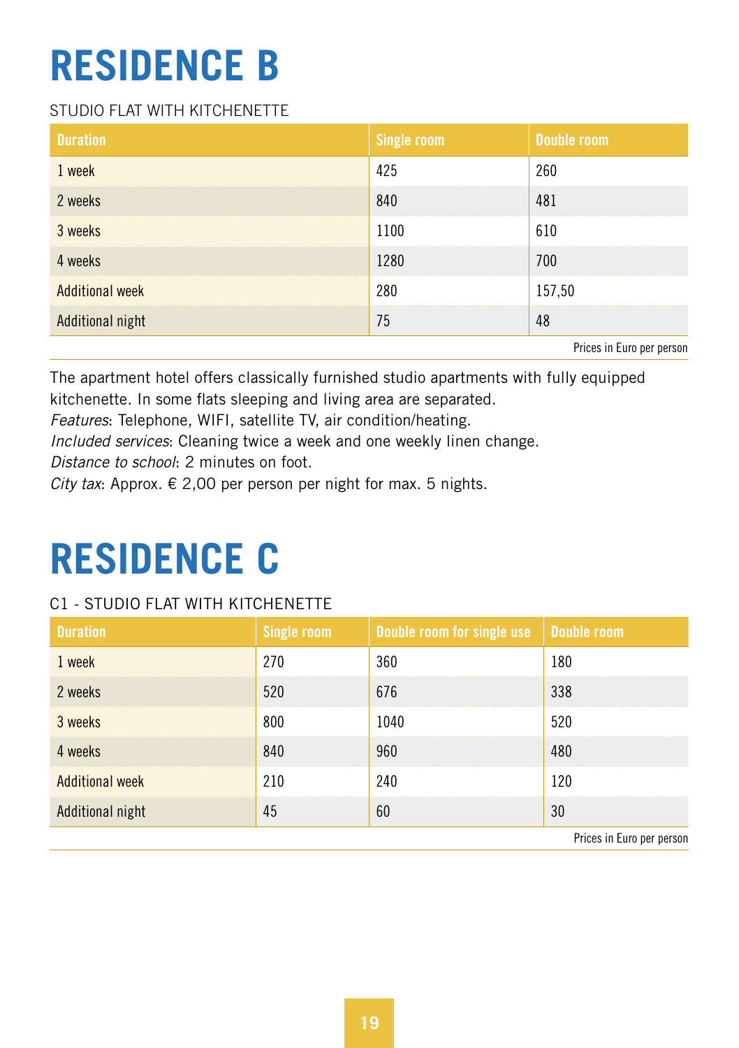# RESIDENCE B

STUDIO FLAT WITH KITCHENETTE

| Duration | Single room | Double room |
|---|---|---|
| 1 week | 425 | 260 |
| 2 weeks | 840 | 481 |
| 3 weeks | 1100 | 610 |
| 4 weeks | 1280 | 700 |
| Additional week | 280 | 157,50 |
| Additional night | 75 | 48 |

Prices in Euro per person

The apartment hotel offers classically furnished studio apartments with fully equipped kitchenette. In some flats sleeping and living area are separated.
*Features*: Telephone, WIFI, satellite TV, air condition/heating.
*Included services*: Cleaning twice a week and one weekly linen change.
*Distance to school*: 2 minutes on foot.
*City tax*: Approx. € 2,00 per person per night for max. 5 nights.

# RESIDENCE C

C1 - STUDIO FLAT WITH KITCHENETTE

| Duration | Single room | Double room for single use | Double room |
|---|---|---|---|
| 1 week | 270 | 360 | 180 |
| 2 weeks | 520 | 676 | 338 |
| 3 weeks | 800 | 1040 | 520 |
| 4 weeks | 840 | 960 | 480 |
| Additional week | 210 | 240 | 120 |
| Additional night | 45 | 60 | 30 |

Prices in Euro per person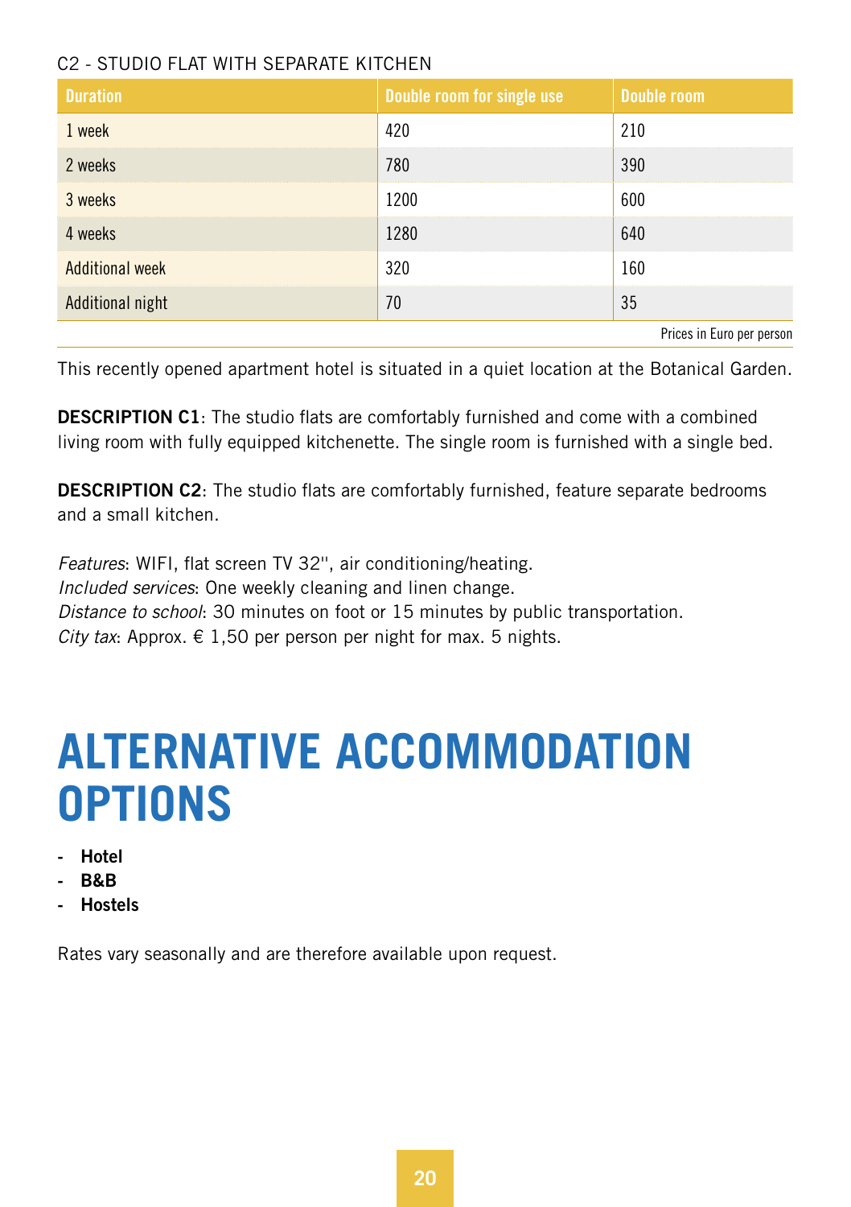C2 - STUDIO FLAT WITH SEPARATE KITCHEN

| Duration | Double room for single use | Double room |
|---|---|---|
| 1 week | 420 | 210 |
| 2 weeks | 780 | 390 |
| 3 weeks | 1200 | 600 |
| 4 weeks | 1280 | 640 |
| Additional week | 320 | 160 |
| Additional night | 70 | 35 |

Prices in Euro per person

This recently opened apartment hotel is situated in a quiet location at the Botanical Garden.

**DESCRIPTION C1**: The studio flats are comfortably furnished and come with a combined living room with fully equipped kitchenette. The single room is furnished with a single bed.

**DESCRIPTION C2**: The studio flats are comfortably furnished, feature separate bedrooms and a small kitchen.

*Features*: WIFI, flat screen TV 32'', air conditioning/heating.
*Included services*: One weekly cleaning and linen change.
*Distance to school*: 30 minutes on foot or 15 minutes by public transportation.
*City tax*: Approx. € 1,50 per person per night for max. 5 nights.

# ALTERNATIVE ACCOMMODATION OPTIONS

- **Hotel**
- **B&B**
- **Hostels**

Rates vary seasonally and are therefore available upon request.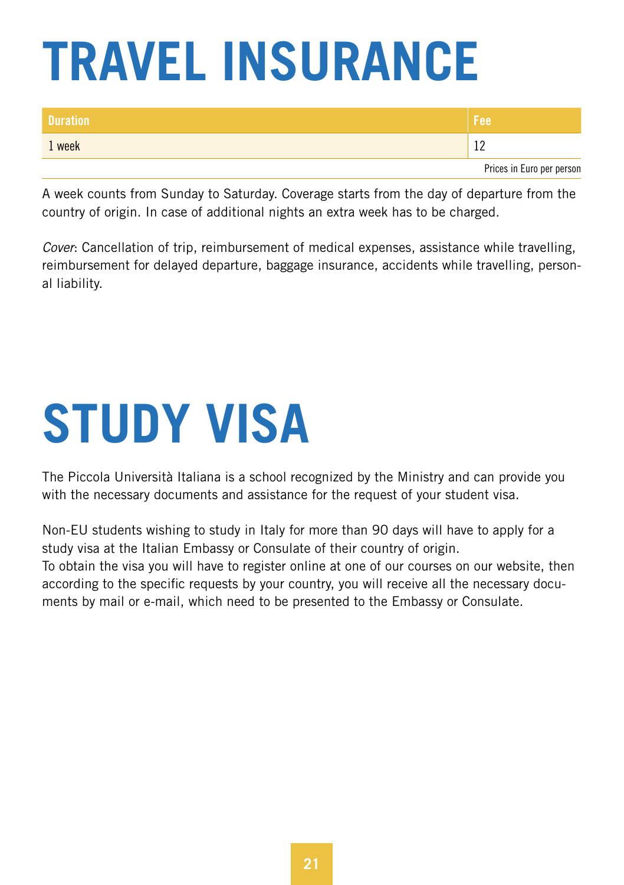# TRAVEL INSURANCE

| Duration | Fee |
|---|---|
| 1 week | 12 |

Prices in Euro per person

A week counts from Sunday to Saturday. Coverage starts from the day of departure from the country of origin. In case of additional nights an extra week has to be charged.

*Cover*: Cancellation of trip, reimbursement of medical expenses, assistance while travelling, reimbursement for delayed departure, baggage insurance, accidents while travelling, personal liability.

# STUDY VISA

The Piccola Università Italiana is a school recognized by the Ministry and can provide you with the necessary documents and assistance for the request of your student visa.

Non-EU students wishing to study in Italy for more than 90 days will have to apply for a study visa at the Italian Embassy or Consulate of their country of origin.
To obtain the visa you will have to register online at one of our courses on our website, then according to the specific requests by your country, you will receive all the necessary documents by mail or e-mail, which need to be presented to the Embassy or Consulate.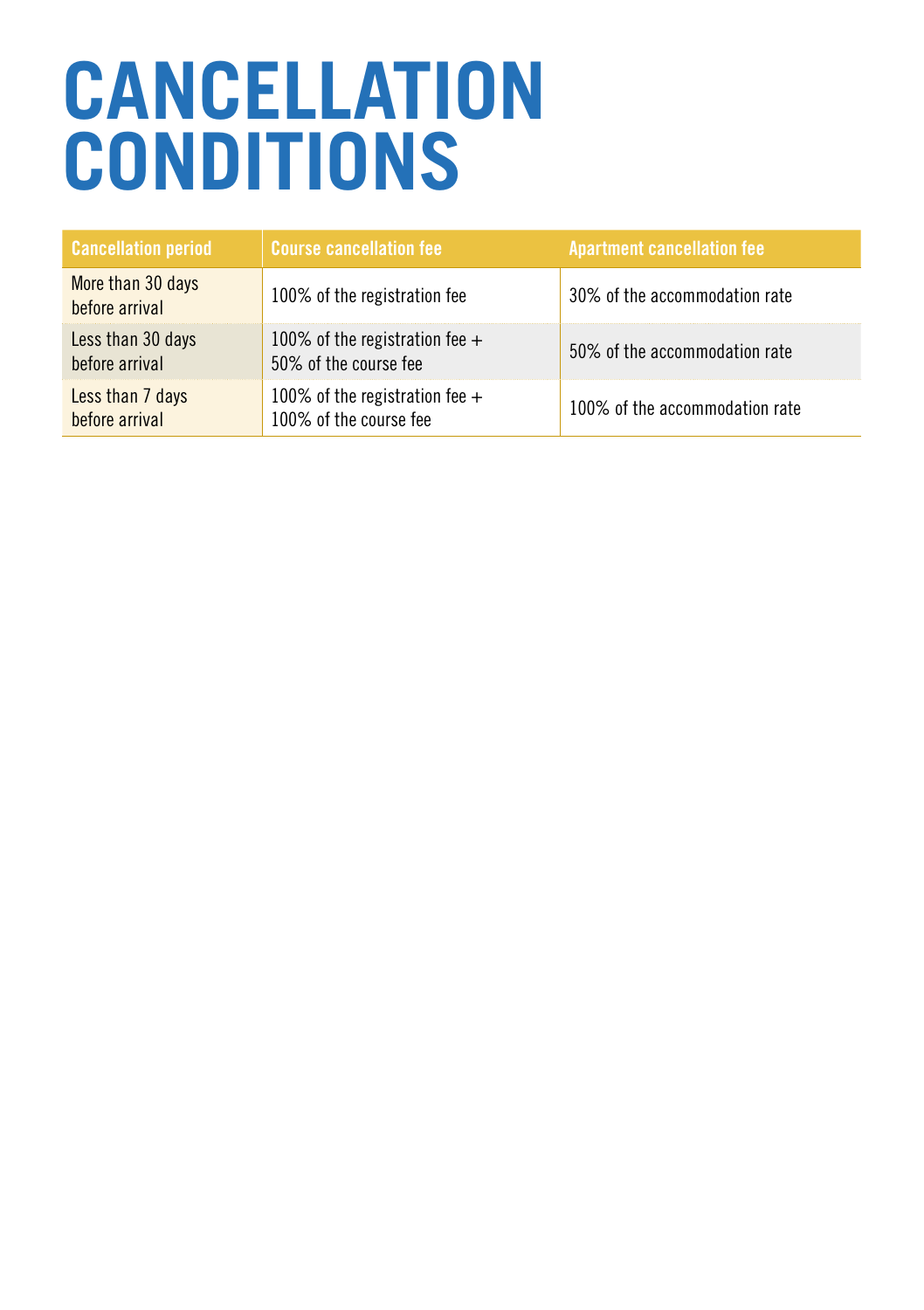# CANCELLATION CONDITIONS

| Cancellation period | Course cancellation fee | Apartment cancellation fee |
|---|---|---|
| More than 30 days before arrival | 100% of the registration fee | 30% of the accommodation rate |
| Less than 30 days before arrival | 100% of the registration fee + 50% of the course fee | 50% of the accommodation rate |
| Less than 7 days before arrival | 100% of the registration fee + 100% of the course fee | 100% of the accommodation rate |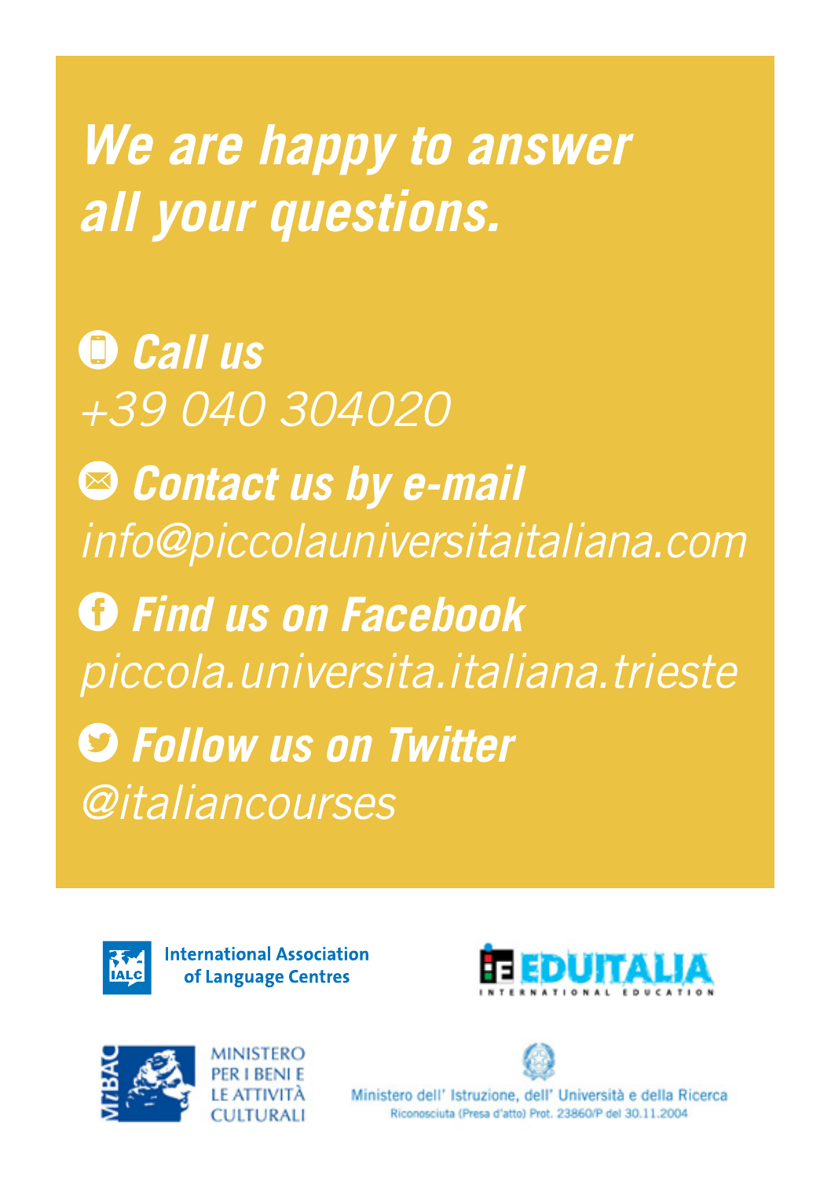# *We are happy to answer all your questions.*

***Call us***

*+39 040 304020*

***Contact us by e-mail***

*info@piccolauniversitaitaliana.com*

***Find us on Facebook***

*piccola.universita.italiana.trieste*

***Follow us on Twitter***

*@italiancourses*

IALC International Association of Language Centres

EDUITALIA INTERNATIONAL EDUCATION

MiBAC MINISTERO PER I BENI E LE ATTIVITÀ CULTURALI

Ministero dell' Istruzione, dell' Università e della Ricerca
Riconosciuta (Presa d'atto) Prot. 23860/P del 30.11.2004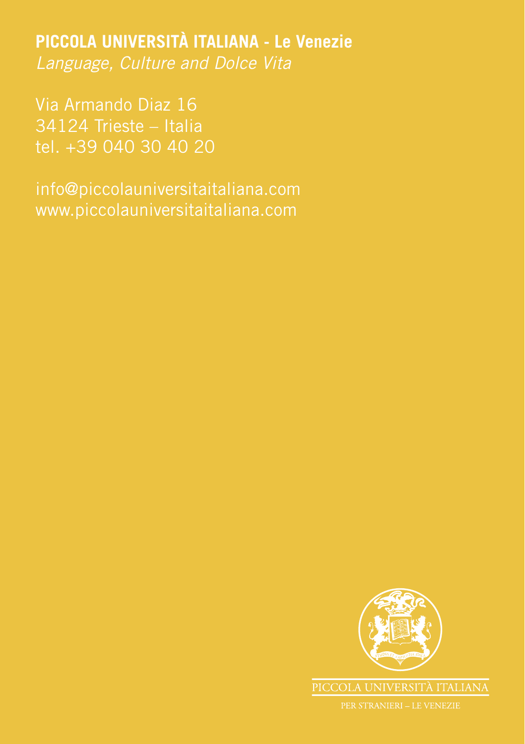**PICCOLA UNIVERSITÀ ITALIANA - Le Venezie**
*Language, Culture and Dolce Vita*

Via Armando Diaz 16
34124 Trieste – Italia
tel. +39 040 30 40 20

info@piccolauniversitaitaliana.com
www.piccolauniversitaitaliana.com

PICCOLA UNIVERSITÀ ITALIANA
PER STRANIERI – LE VENEZIE